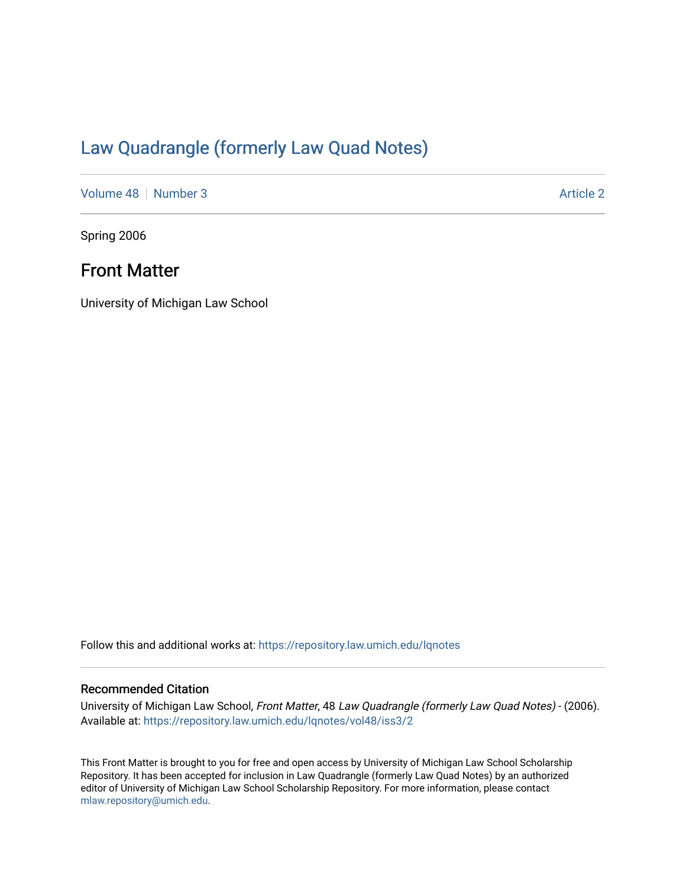# Law Quadrangle (formerly Law Quad Notes)

Volume 48 | Number 3 Article 2

Spring 2006

## Front Matter

University of Michigan Law School

Follow this and additional works at: https://repository.law.umich.edu/lqnotes

### Recommended Citation

University of Michigan Law School, *Front Matter*, 48 *Law Quadrangle (formerly Law Quad Notes)* - (2006). Available at: https://repository.law.umich.edu/lqnotes/vol48/iss3/2

This Front Matter is brought to you for free and open access by University of Michigan Law School Scholarship Repository. It has been accepted for inclusion in Law Quadrangle (formerly Law Quad Notes) by an authorized editor of University of Michigan Law School Scholarship Repository. For more information, please contact mlaw.repository@umich.edu.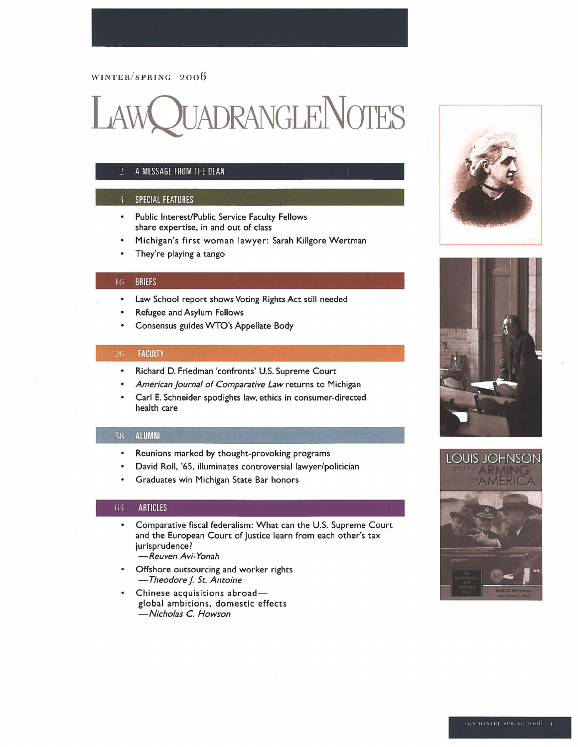WINTER/SPRING 2006

# LAWQUADRANGLENOTES

## 2 A MESSAGE FROM THE DEAN

## 4 SPECIAL FEATURES

- Public Interest/Public Service Faculty Fellows share expertise, in and out of class
- Michigan's first woman lawyer: Sarah Killgore Wertman
- They're playing a tango

## 16 BRIEFS

- Law School report shows Voting Rights Act still needed
- Refugee and Asylum Fellows
- Consensus guides WTO's Appellate Body

## 26 FACULTY

- Richard D. Friedman 'confronts' U.S. Supreme Court
- *American Journal of Comparative Law* returns to Michigan
- Carl E. Schneider spotlights law, ethics in consumer-directed health care

## 38 ALUMNI

- Reunions marked by thought-provoking programs
- David Roll, '65, illuminates controversial lawyer/politician
- Graduates win Michigan State Bar honors

## 64 ARTICLES

- Comparative fiscal federalism: What can the U.S. Supreme Court and the European Court of Justice learn from each other's tax jurisprudence?
  —*Reuven Avi-Yonah*
- Offshore outsourcing and worker rights
  —*Theodore J. St. Antoine*
- Chinese acquisitions abroad—global ambitions, domestic effects
  —*Nicholas C. Howson*

LOUIS JOHNSON and the ARMING of AMERICA